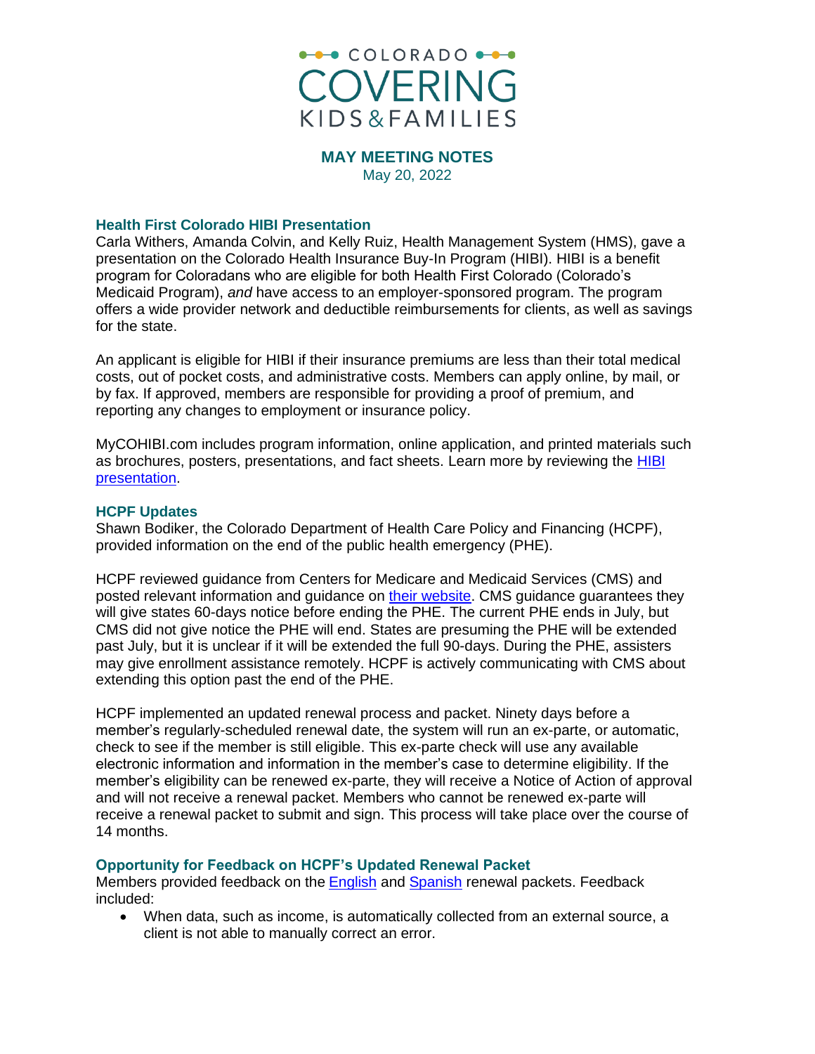COLORADO

COVERING

KIDS & FAMILIES

# MAY MEETING NOTES

May 20, 2022

## Health First Colorado HIBI Presentation

Carla Withers, Amanda Colvin, and Kelly Ruiz, Health Management System (HMS), gave a presentation on the Colorado Health Insurance Buy-In Program (HIBI). HIBI is a benefit program for Coloradans who are eligible for both Health First Colorado (Colorado's Medicaid Program), *and* have access to an employer-sponsored program. The program offers a wide provider network and deductible reimbursements for clients, as well as savings for the state.

An applicant is eligible for HIBI if their insurance premiums are less than their total medical costs, out of pocket costs, and administrative costs. Members can apply online, by mail, or by fax. If approved, members are responsible for providing a proof of premium, and reporting any changes to employment or insurance policy.

MyCOHIBI.com includes program information, online application, and printed materials such as brochures, posters, presentations, and fact sheets. Learn more by reviewing the HIBI presentation.

## HCPF Updates

Shawn Bodiker, the Colorado Department of Health Care Policy and Financing (HCPF), provided information on the end of the public health emergency (PHE).

HCPF reviewed guidance from Centers for Medicare and Medicaid Services (CMS) and posted relevant information and guidance on their website. CMS guidance guarantees they will give states 60-days notice before ending the PHE. The current PHE ends in July, but CMS did not give notice the PHE will end. States are presuming the PHE will be extended past July, but it is unclear if it will be extended the full 90-days. During the PHE, assisters may give enrollment assistance remotely. HCPF is actively communicating with CMS about extending this option past the end of the PHE.

HCPF implemented an updated renewal process and packet. Ninety days before a member's regularly-scheduled renewal date, the system will run an ex-parte, or automatic, check to see if the member is still eligible. This ex-parte check will use any available electronic information and information in the member's case to determine eligibility. If the member's eligibility can be renewed ex-parte, they will receive a Notice of Action of approval and will not receive a renewal packet. Members who cannot be renewed ex-parte will receive a renewal packet to submit and sign. This process will take place over the course of 14 months.

## Opportunity for Feedback on HCPF's Updated Renewal Packet

Members provided feedback on the English and Spanish renewal packets. Feedback included:

- When data, such as income, is automatically collected from an external source, a client is not able to manually correct an error.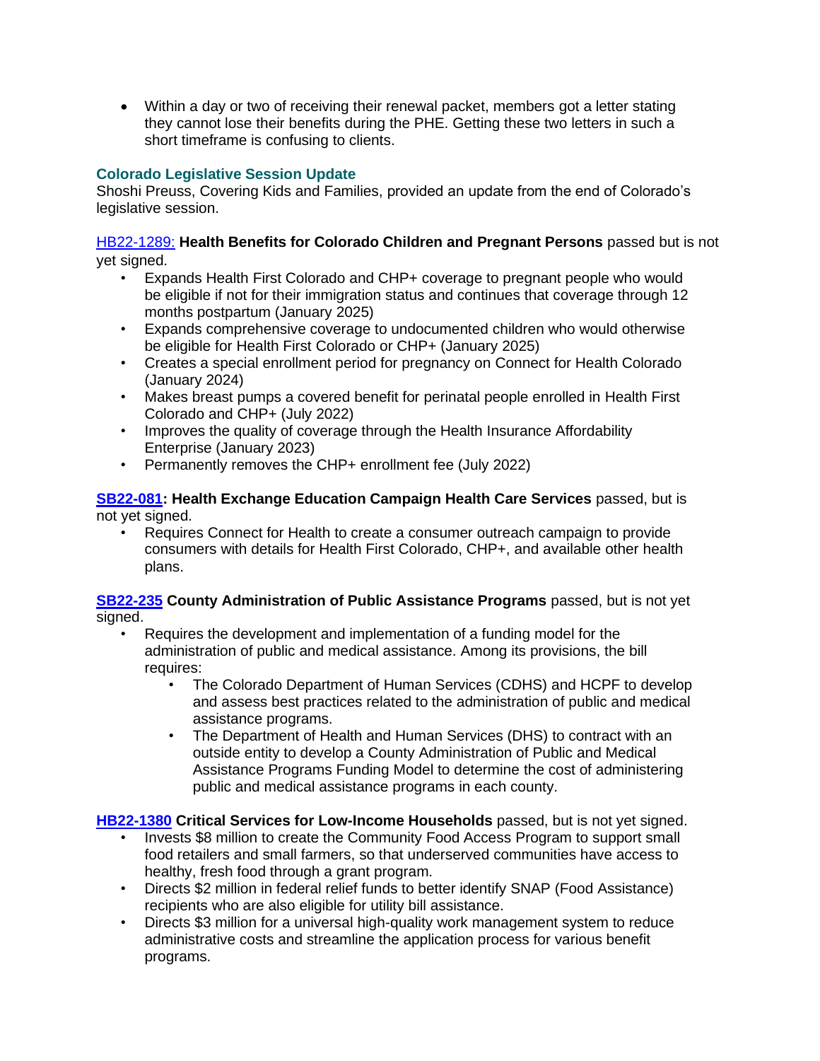- Within a day or two of receiving their renewal packet, members got a letter stating they cannot lose their benefits during the PHE. Getting these two letters in such a short timeframe is confusing to clients.

### Colorado Legislative Session Update

Shoshi Preuss, Covering Kids and Families, provided an update from the end of Colorado's legislative session.

HB22-1289: **Health Benefits for Colorado Children and Pregnant Persons** passed but is not yet signed.

- Expands Health First Colorado and CHP+ coverage to pregnant people who would be eligible if not for their immigration status and continues that coverage through 12 months postpartum (January 2025)
- Expands comprehensive coverage to undocumented children who would otherwise be eligible for Health First Colorado or CHP+ (January 2025)
- Creates a special enrollment period for pregnancy on Connect for Health Colorado (January 2024)
- Makes breast pumps a covered benefit for perinatal people enrolled in Health First Colorado and CHP+ (July 2022)
- Improves the quality of coverage through the Health Insurance Affordability Enterprise (January 2023)
- Permanently removes the CHP+ enrollment fee (July 2022)

**SB22-081: Health Exchange Education Campaign Health Care Services** passed, but is not yet signed.

- Requires Connect for Health to create a consumer outreach campaign to provide consumers with details for Health First Colorado, CHP+, and available other health plans.

**SB22-235 County Administration of Public Assistance Programs** passed, but is not yet signed.

- Requires the development and implementation of a funding model for the administration of public and medical assistance. Among its provisions, the bill requires:
    - The Colorado Department of Human Services (CDHS) and HCPF to develop and assess best practices related to the administration of public and medical assistance programs.
    - The Department of Health and Human Services (DHS) to contract with an outside entity to develop a County Administration of Public and Medical Assistance Programs Funding Model to determine the cost of administering public and medical assistance programs in each county.

**HB22-1380 Critical Services for Low-Income Households** passed, but is not yet signed.

- Invests $8 million to create the Community Food Access Program to support small food retailers and small farmers, so that underserved communities have access to healthy, fresh food through a grant program.
- Directs $2 million in federal relief funds to better identify SNAP (Food Assistance) recipients who are also eligible for utility bill assistance.
- Directs $3 million for a universal high-quality work management system to reduce administrative costs and streamline the application process for various benefit programs.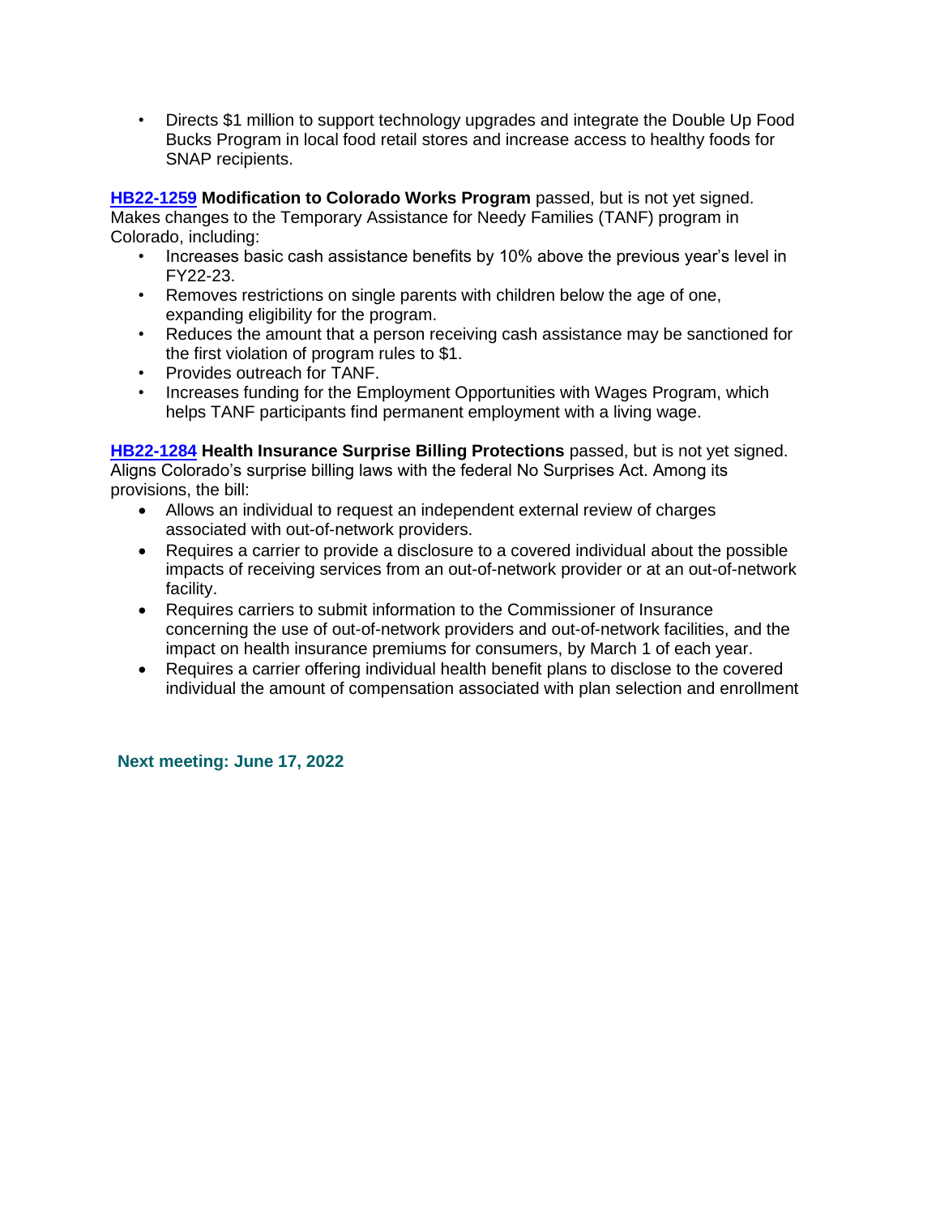- Directs $1 million to support technology upgrades and integrate the Double Up Food Bucks Program in local food retail stores and increase access to healthy foods for SNAP recipients.

**[HB22-1259](#) Modification to Colorado Works Program** passed, but is not yet signed. Makes changes to the Temporary Assistance for Needy Families (TANF) program in Colorado, including:

- Increases basic cash assistance benefits by 10% above the previous year's level in FY22-23.
- Removes restrictions on single parents with children below the age of one, expanding eligibility for the program.
- Reduces the amount that a person receiving cash assistance may be sanctioned for the first violation of program rules to $1.
- Provides outreach for TANF.
- Increases funding for the Employment Opportunities with Wages Program, which helps TANF participants find permanent employment with a living wage.

**[HB22-1284](#) Health Insurance Surprise Billing Protections** passed, but is not yet signed. Aligns Colorado's surprise billing laws with the federal No Surprises Act. Among its provisions, the bill:

- Allows an individual to request an independent external review of charges associated with out-of-network providers.
- Requires a carrier to provide a disclosure to a covered individual about the possible impacts of receiving services from an out-of-network provider or at an out-of-network facility.
- Requires carriers to submit information to the Commissioner of Insurance concerning the use of out-of-network providers and out-of-network facilities, and the impact on health insurance premiums for consumers, by March 1 of each year.
- Requires a carrier offering individual health benefit plans to disclose to the covered individual the amount of compensation associated with plan selection and enrollment

**Next meeting: June 17, 2022**